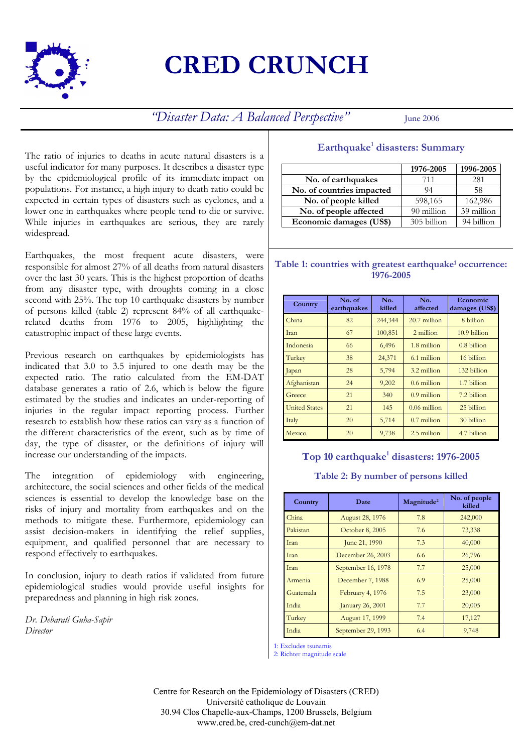# CRED CRUNCH

*"Disaster Data: A Balanced Perspective"* June 2006

The ratio of injuries to deaths in acute natural disasters is a useful indicator for many purposes. It describes a disaster type by the epidemiological profile of its immediate impact on populations. For instance, a high injury to death ratio could be expected in certain types of disasters such as cyclones, and a lower one in earthquakes where people tend to die or survive. While injuries in earthquakes are serious, they are rarely widespread.

Earthquakes, the most frequent acute disasters, were responsible for almost 27% of all deaths from natural disasters over the last 30 years. This is the highest proportion of deaths from any disaster type, with droughts coming in a close second with 25%. The top 10 earthquake disasters by number of persons killed (table 2) represent 84% of all earthquake-related deaths from 1976 to 2005, highlighting the catastrophic impact of these large events.

Previous research on earthquakes by epidemiologists has indicated that 3.0 to 3.5 injured to one death may be the expected ratio. The ratio calculated from the EM-DAT database generates a ratio of 2.6, which is below the figure estimated by the studies and indicates an under-reporting of injuries in the regular impact reporting process. Further research to establish how these ratios can vary as a function of the different characteristics of the event, such as by time of day, the type of disaster, or the definitions of injury will increase our understanding of the impacts.

The integration of epidemiology with engineering, architecture, the social sciences and other fields of the medical sciences is essential to develop the knowledge base on the risks of injury and mortality from earthquakes and on the methods to mitigate these. Furthermore, epidemiology can assist decision-makers in identifying the relief supplies, equipment, and qualified personnel that are necessary to respond effectively to earthquakes.

In conclusion, injury to death ratios if validated from future epidemiological studies would provide useful insights for preparedness and planning in high risk zones.

*Dr. Debarati Guha-Sapir*
*Director*

## Earthquake[1] disasters: Summary

| | 1976-2005 | 1996-2005 |
|---|---|---|
| **No. of earthquakes** | 711 | 281 |
| **No. of countries impacted** | 94 | 58 |
| **No. of people killed** | 598,165 | 162,986 |
| **No. of people affected** | 90 million | 39 million |
| **Economic damages (US$)** | 305 billion | 94 billion |

### Table 1: countries with greatest earthquake[1] occurrence: 1976-2005

| Country | No. of earthquakes | No. killed | No. affected | Economic damages (US$) |
|---|---|---|---|---|
| China | 82 | 244,344 | 20.7 million | 8 billion |
| Iran | 67 | 100,851 | 2 million | 10.9 billion |
| Indonesia | 66 | 6,496 | 1.8 million | 0.8 billion |
| Turkey | 38 | 24,371 | 6.1 million | 16 billion |
| Japan | 28 | 5,794 | 3.2 million | 132 billion |
| Afghanistan | 24 | 9,202 | 0.6 million | 1.7 billion |
| Greece | 21 | 340 | 0.9 million | 7.2 billion |
| United States | 21 | 145 | 0.06 million | 25 billion |
| Italy | 20 | 5,714 | 0.7 million | 30 billion |
| Mexico | 20 | 9,738 | 2.5 million | 4.7 billion |

## Top 10 earthquake[1] disasters: 1976-2005

### Table 2: By number of persons killed

| Country | Date | Magnitude[2] | No. of people killed |
|---|---|---|---|
| China | August 28, 1976 | 7.8 | 242,000 |
| Pakistan | October 8, 2005 | 7.6 | 73,338 |
| Iran | June 21, 1990 | 7.3 | 40,000 |
| Iran | December 26, 2003 | 6.6 | 26,796 |
| Iran | September 16, 1978 | 7.7 | 25,000 |
| Armenia | December 7, 1988 | 6.9 | 25,000 |
| Guatemala | February 4, 1976 | 7.5 | 23,000 |
| India | January 26, 2001 | 7.7 | 20,005 |
| Turkey | August 17, 1999 | 7.4 | 17,127 |
| India | September 29, 1993 | 6.4 | 9,748 |

1: Excludes tsunamis
2: Richter magnitude scale

Centre for Research on the Epidemiology of Disasters (CRED)
Université catholique de Louvain
30.94 Clos Chapelle-aux-Champs, 1200 Brussels, Belgium
www.cred.be, cred-cunch@em-dat.net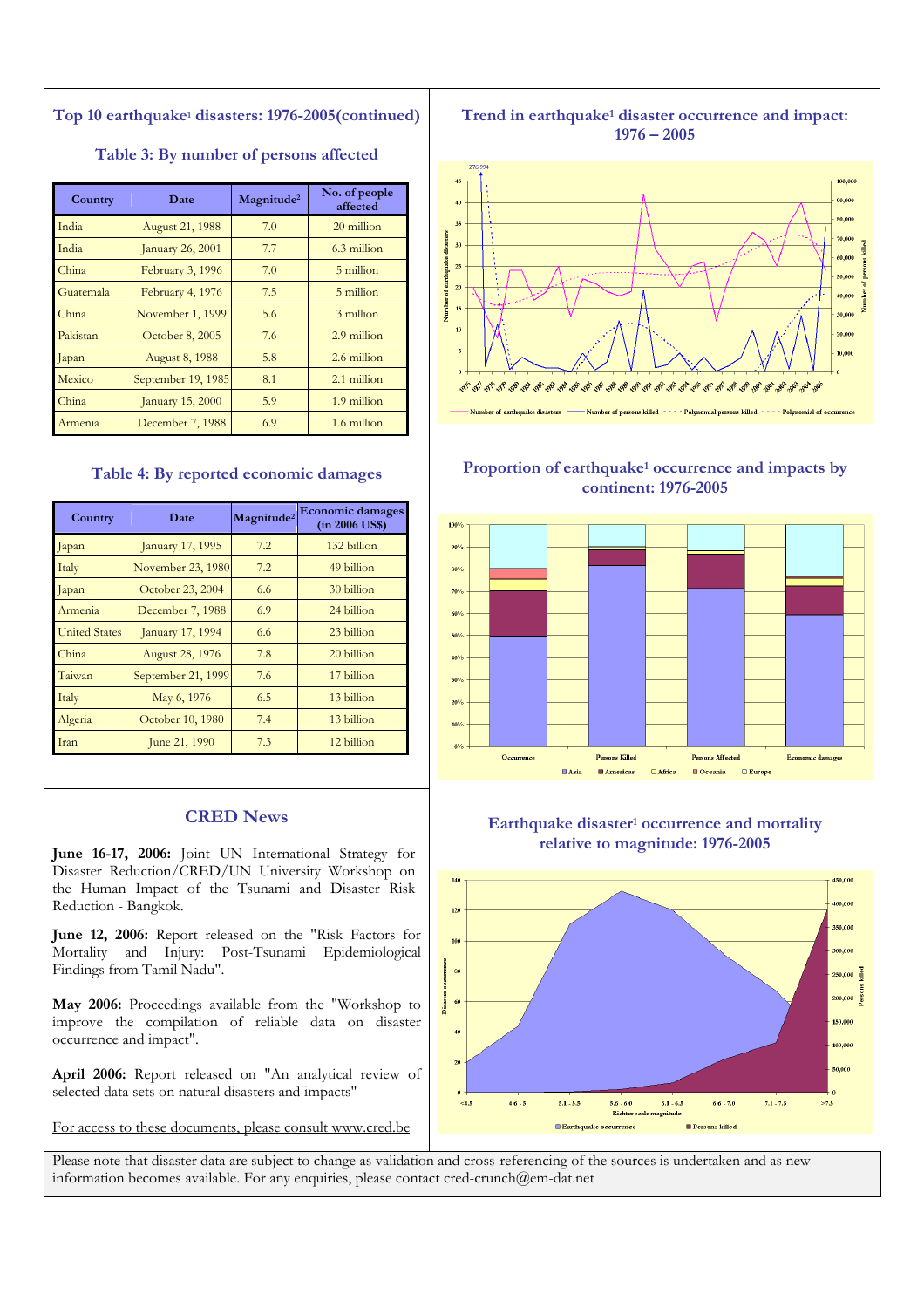## Top 10 earthquake[1] disasters: 1976-2005(continued)

### Table 3: By number of persons affected

| Country | Date | Magnitude[2] | No. of people affected |
|---|---|---|---|
| India | August 21, 1988 | 7.0 | 20 million |
| India | January 26, 2001 | 7.7 | 6.3 million |
| China | February 3, 1996 | 7.0 | 5 million |
| Guatemala | February 4, 1976 | 7.5 | 5 million |
| China | November 1, 1999 | 5.6 | 3 million |
| Pakistan | October 8, 2005 | 7.6 | 2.9 million |
| Japan | August 8, 1988 | 5.8 | 2.6 million |
| Mexico | September 19, 1985 | 8.1 | 2.1 million |
| China | January 15, 2000 | 5.9 | 1.9 million |
| Armenia | December 7, 1988 | 6.9 | 1.6 million |

### Table 4: By reported economic damages

| Country | Date | Magnitude[2] | Economic damages (in 2006 US$) |
|---|---|---|---|
| Japan | January 17, 1995 | 7.2 | 132 billion |
| Italy | November 23, 1980 | 7.2 | 49 billion |
| Japan | October 23, 2004 | 6.6 | 30 billion |
| Armenia | December 7, 1988 | 6.9 | 24 billion |
| United States | January 17, 1994 | 6.6 | 23 billion |
| China | August 28, 1976 | 7.8 | 20 billion |
| Taiwan | September 21, 1999 | 7.6 | 17 billion |
| Italy | May 6, 1976 | 6.5 | 13 billion |
| Algeria | October 10, 1980 | 7.4 | 13 billion |
| Iran | June 21, 1990 | 7.3 | 12 billion |

## CRED News

**June 16-17, 2006:** Joint UN International Strategy for Disaster Reduction/CRED/UN University Workshop on the Human Impact of the Tsunami and Disaster Risk Reduction - Bangkok.

**June 12, 2006:** Report released on the "Risk Factors for Mortality and Injury: Post-Tsunami Epidemiological Findings from Tamil Nadu".

**May 2006:** Proceedings available from the "Workshop to improve the compilation of reliable data on disaster occurrence and impact".

**April 2006:** Report released on "An analytical review of selected data sets on natural disasters and impacts"

For access to these documents, please consult www.cred.be

## Trend in earthquake[1] disaster occurrence and impact: 1976 – 2005

276,994

Number of earthquake disasters

Number of persons killed

1976 1977 1978 1979 1980 1981 1982 1983 1984 1985 1986 1987 1988 1989 1990 1991 1992 1993 1994 1995 1996 1997 1998 1999 2000 2001 2002 2003 2004 2005

Number of earthquake disasters — Number of persons killed — Polynomial persons killed — Polynomial of occurrence

## Proportion of earthquake[1] occurrence and impacts by continent: 1976-2005

Occurrence — Persons Killed — Persons Affected — Economic damages

Asia — Americas — Africa — Oceania — Europe

## Earthquake disaster[1] occurrence and mortality relative to magnitude: 1976-2005

Disaster occurrence

Persons killed

<4.5 — 4.6 - 5 — 5.1 - 5.5 — 5.6 - 6.0 — 6.1 - 6.5 — 6.6 - 7.0 — 7.1 - 7.5 — >7.5

Richter scale magnitude

Earthquake occurrence — Persons killed

Please note that disaster data are subject to change as validation and cross-referencing of the sources is undertaken and as new information becomes available. For any enquiries, please contact cred-crunch@em-dat.net